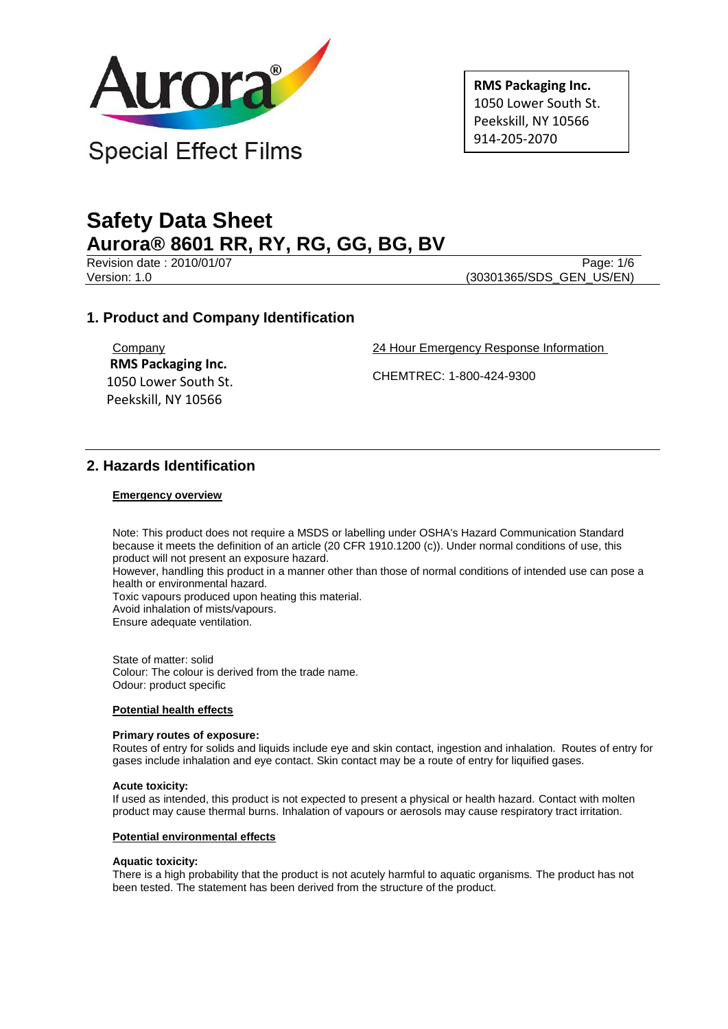Aurora®

Special Effect Films

**RMS Packaging Inc.**
1050 Lower South St.
Peekskill, NY 10566
914-205-2070

# Safety Data Sheet
## Aurora® 8601 RR, RY, RG, GG, BG, BV

Revision date : 2010/01/07
Version: 1.0
(30301365/SDS_GEN_US/EN)

## 1. Product and Company Identification

Company
**RMS Packaging Inc.**
1050 Lower South St.
Peekskill, NY 10566

24 Hour Emergency Response Information

CHEMTREC: 1-800-424-9300

## 2. Hazards Identification

**Emergency overview**

Note: This product does not require a MSDS or labelling under OSHA's Hazard Communication Standard because it meets the definition of an article (20 CFR 1910.1200 (c)). Under normal conditions of use, this product will not present an exposure hazard.
However, handling this product in a manner other than those of normal conditions of intended use can pose a health or environmental hazard.
Toxic vapours produced upon heating this material.
Avoid inhalation of mists/vapours.
Ensure adequate ventilation.

State of matter: solid
Colour: The colour is derived from the trade name.
Odour: product specific

**Potential health effects**

**Primary routes of exposure:**
Routes of entry for solids and liquids include eye and skin contact, ingestion and inhalation. Routes of entry for gases include inhalation and eye contact. Skin contact may be a route of entry for liquified gases.

**Acute toxicity:**
If used as intended, this product is not expected to present a physical or health hazard. Contact with molten product may cause thermal burns. Inhalation of vapours or aerosols may cause respiratory tract irritation.

**Potential environmental effects**

**Aquatic toxicity:**
There is a high probability that the product is not acutely harmful to aquatic organisms. The product has not been tested. The statement has been derived from the structure of the product.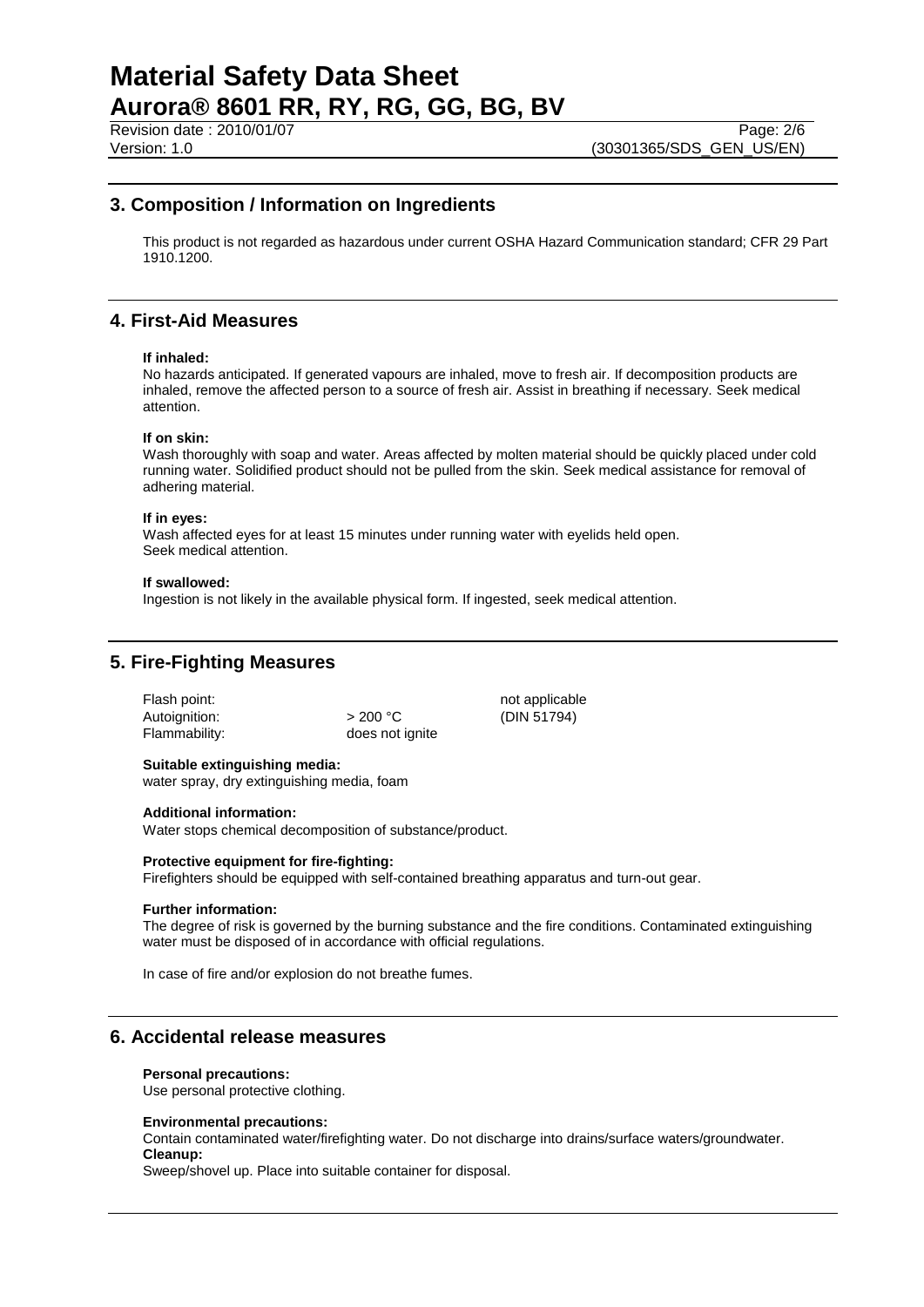## 3. Composition / Information on Ingredients

This product is not regarded as hazardous under current OSHA Hazard Communication standard; CFR 29 Part 1910.1200.

## 4. First-Aid Measures

**If inhaled:**
No hazards anticipated. If generated vapours are inhaled, move to fresh air. If decomposition products are inhaled, remove the affected person to a source of fresh air. Assist in breathing if necessary. Seek medical attention.

**If on skin:**
Wash thoroughly with soap and water. Areas affected by molten material should be quickly placed under cold running water. Solidified product should not be pulled from the skin. Seek medical assistance for removal of adhering material.

**If in eyes:**
Wash affected eyes for at least 15 minutes under running water with eyelids held open.
Seek medical attention.

**If swallowed:**
Ingestion is not likely in the available physical form. If ingested, seek medical attention.

## 5. Fire-Fighting Measures

| | | |
|---|---|---|
| Flash point: | | not applicable |
| Autoignition: | > 200 °C | (DIN 51794) |
| Flammability: | does not ignite | |

**Suitable extinguishing media:**
water spray, dry extinguishing media, foam

**Additional information:**
Water stops chemical decomposition of substance/product.

**Protective equipment for fire-fighting:**
Firefighters should be equipped with self-contained breathing apparatus and turn-out gear.

**Further information:**
The degree of risk is governed by the burning substance and the fire conditions. Contaminated extinguishing water must be disposed of in accordance with official regulations.

In case of fire and/or explosion do not breathe fumes.

## 6. Accidental release measures

**Personal precautions:**
Use personal protective clothing.

**Environmental precautions:**
Contain contaminated water/firefighting water. Do not discharge into drains/surface waters/groundwater.
**Cleanup:**
Sweep/shovel up. Place into suitable container for disposal.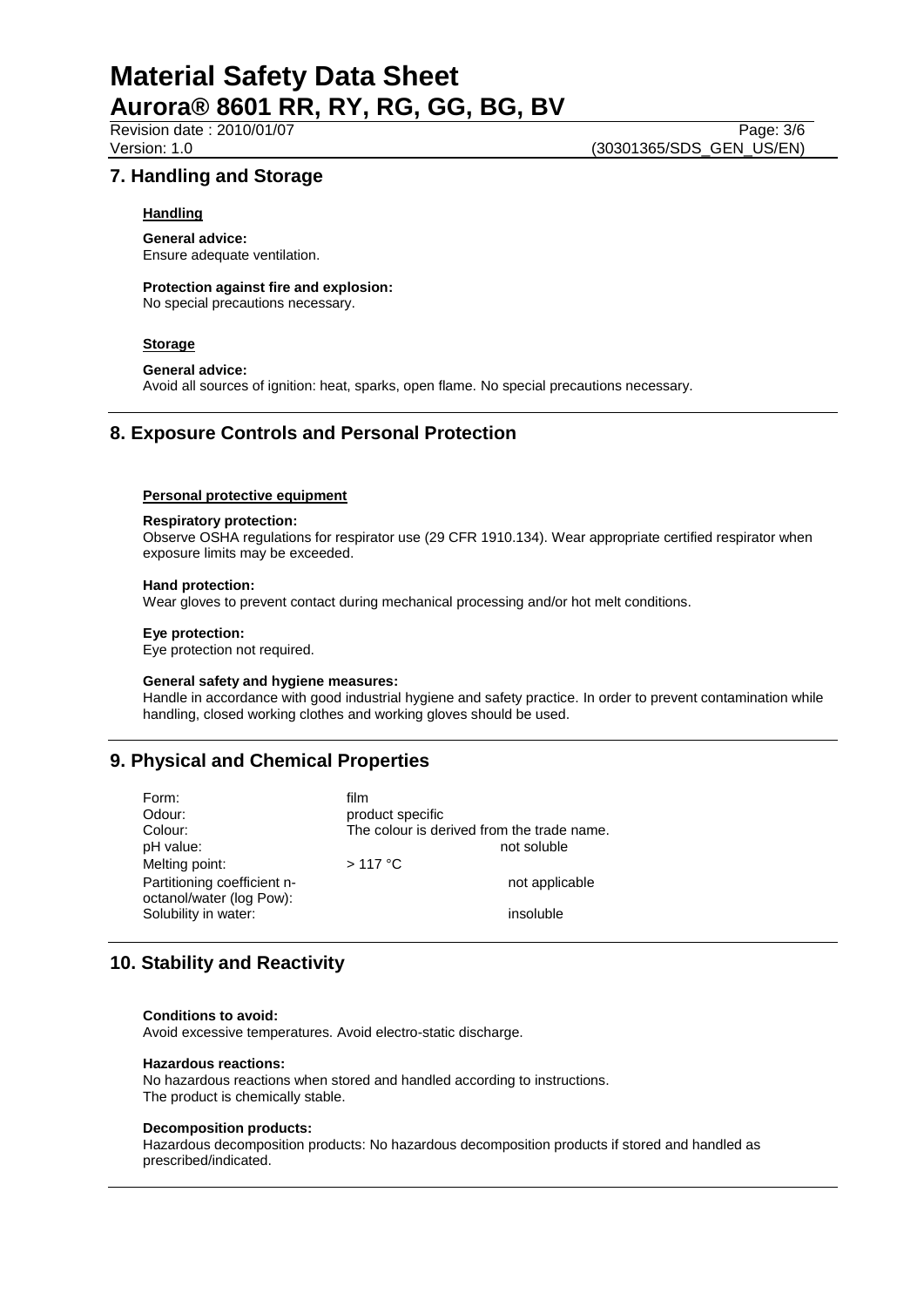## 7. Handling and Storage

### Handling

**General advice:**
Ensure adequate ventilation.

**Protection against fire and explosion:**
No special precautions necessary.

### Storage

**General advice:**
Avoid all sources of ignition: heat, sparks, open flame. No special precautions necessary.

## 8. Exposure Controls and Personal Protection

### Personal protective equipment

**Respiratory protection:**
Observe OSHA regulations for respirator use (29 CFR 1910.134). Wear appropriate certified respirator when exposure limits may be exceeded.

**Hand protection:**
Wear gloves to prevent contact during mechanical processing and/or hot melt conditions.

**Eye protection:**
Eye protection not required.

**General safety and hygiene measures:**
Handle in accordance with good industrial hygiene and safety practice. In order to prevent contamination while handling, closed working clothes and working gloves should be used.

## 9. Physical and Chemical Properties

| | |
|---|---|
| Form: | film |
| Odour: | product specific |
| Colour: | The colour is derived from the trade name. |
| pH value: | not soluble |
| Melting point: | > 117 °C |
| Partitioning coefficient n-octanol/water (log Pow): | not applicable |
| Solubility in water: | insoluble |

## 10. Stability and Reactivity

**Conditions to avoid:**
Avoid excessive temperatures. Avoid electro-static discharge.

**Hazardous reactions:**
No hazardous reactions when stored and handled according to instructions.
The product is chemically stable.

**Decomposition products:**
Hazardous decomposition products: No hazardous decomposition products if stored and handled as prescribed/indicated.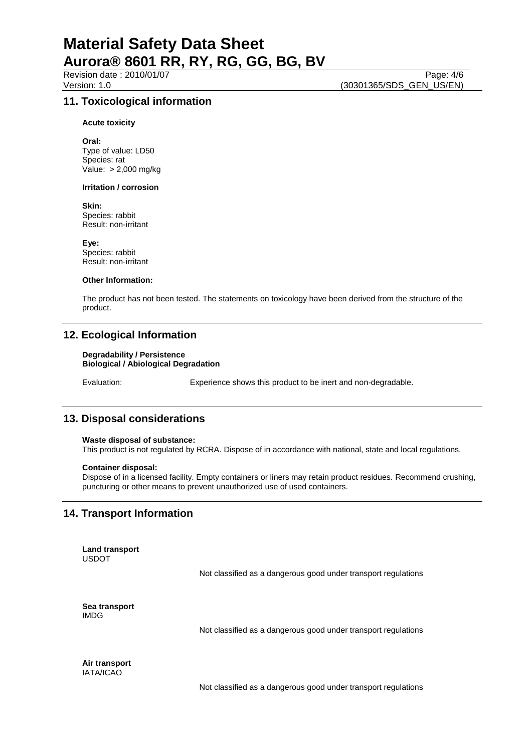## 11. Toxicological information

**Acute toxicity**

**Oral:**
Type of value: LD50
Species: rat
Value: > 2,000 mg/kg

**Irritation / corrosion**

**Skin:**
Species: rabbit
Result: non-irritant

**Eye:**
Species: rabbit
Result: non-irritant

**Other Information:**

The product has not been tested. The statements on toxicology have been derived from the structure of the product.

## 12. Ecological Information

**Degradability / Persistence**
**Biological / Abiological Degradation**

Evaluation: Experience shows this product to be inert and non-degradable.

## 13. Disposal considerations

**Waste disposal of substance:**
This product is not regulated by RCRA. Dispose of in accordance with national, state and local regulations.

**Container disposal:**
Dispose of in a licensed facility. Empty containers or liners may retain product residues. Recommend crushing, puncturing or other means to prevent unauthorized use of used containers.

## 14. Transport Information

**Land transport**
USDOT

Not classified as a dangerous good under transport regulations

**Sea transport**
IMDG

Not classified as a dangerous good under transport regulations

**Air transport**
IATA/ICAO

Not classified as a dangerous good under transport regulations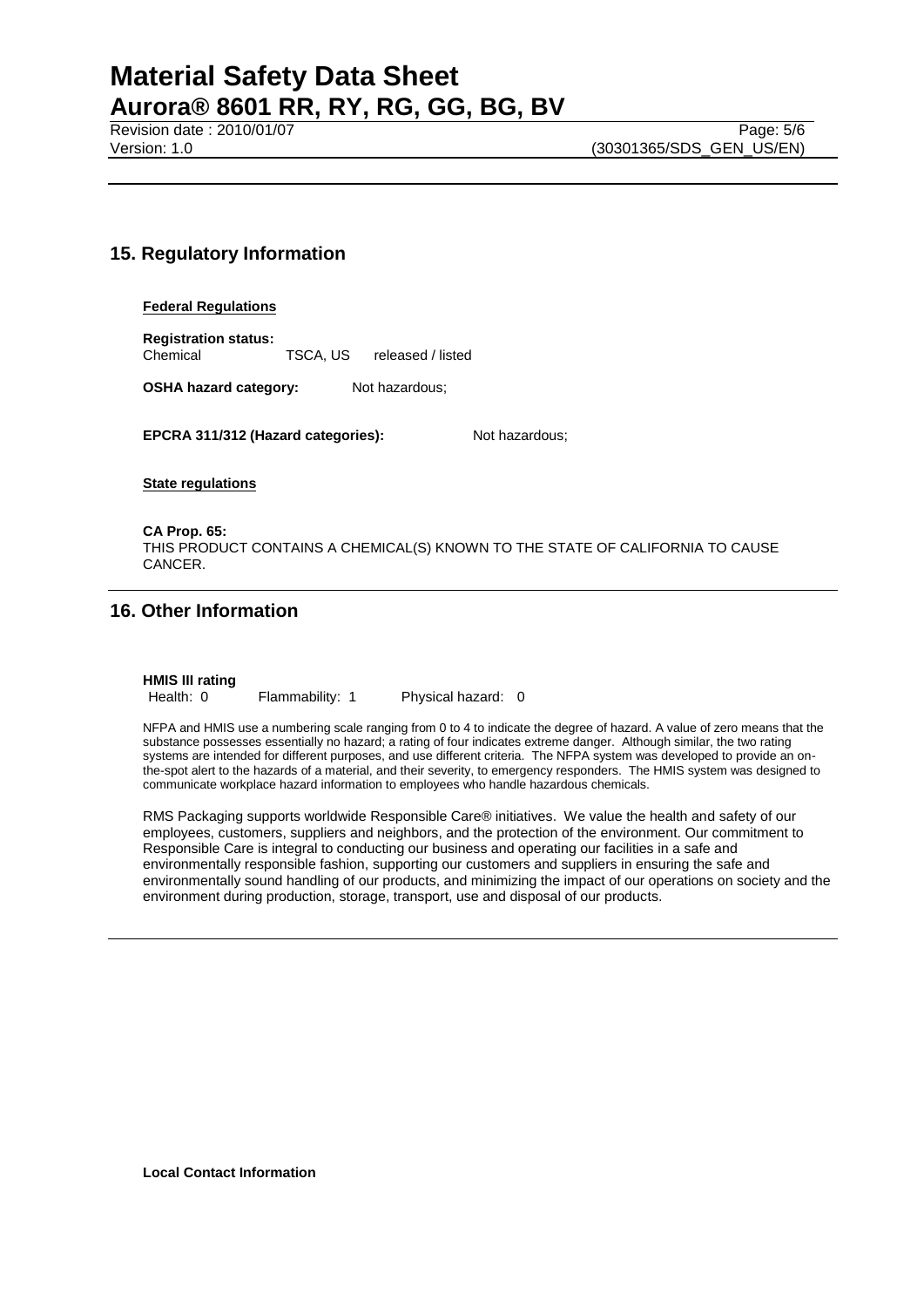## 15. Regulatory Information

**Federal Regulations**

**Registration status:**
Chemical TSCA, US released / listed

**OSHA hazard category:** Not hazardous;

**EPCRA 311/312 (Hazard categories):** Not hazardous;

**State regulations**

**CA Prop. 65:**
THIS PRODUCT CONTAINS A CHEMICAL(S) KNOWN TO THE STATE OF CALIFORNIA TO CAUSE CANCER.

## 16. Other Information

**HMIS III rating**
Health: 0 Flammability: 1 Physical hazard: 0

NFPA and HMIS use a numbering scale ranging from 0 to 4 to indicate the degree of hazard. A value of zero means that the substance possesses essentially no hazard; a rating of four indicates extreme danger. Although similar, the two rating systems are intended for different purposes, and use different criteria. The NFPA system was developed to provide an on-the-spot alert to the hazards of a material, and their severity, to emergency responders. The HMIS system was designed to communicate workplace hazard information to employees who handle hazardous chemicals.

RMS Packaging supports worldwide Responsible Care® initiatives. We value the health and safety of our employees, customers, suppliers and neighbors, and the protection of the environment. Our commitment to Responsible Care is integral to conducting our business and operating our facilities in a safe and environmentally responsible fashion, supporting our customers and suppliers in ensuring the safe and environmentally sound handling of our products, and minimizing the impact of our operations on society and the environment during production, storage, transport, use and disposal of our products.

**Local Contact Information**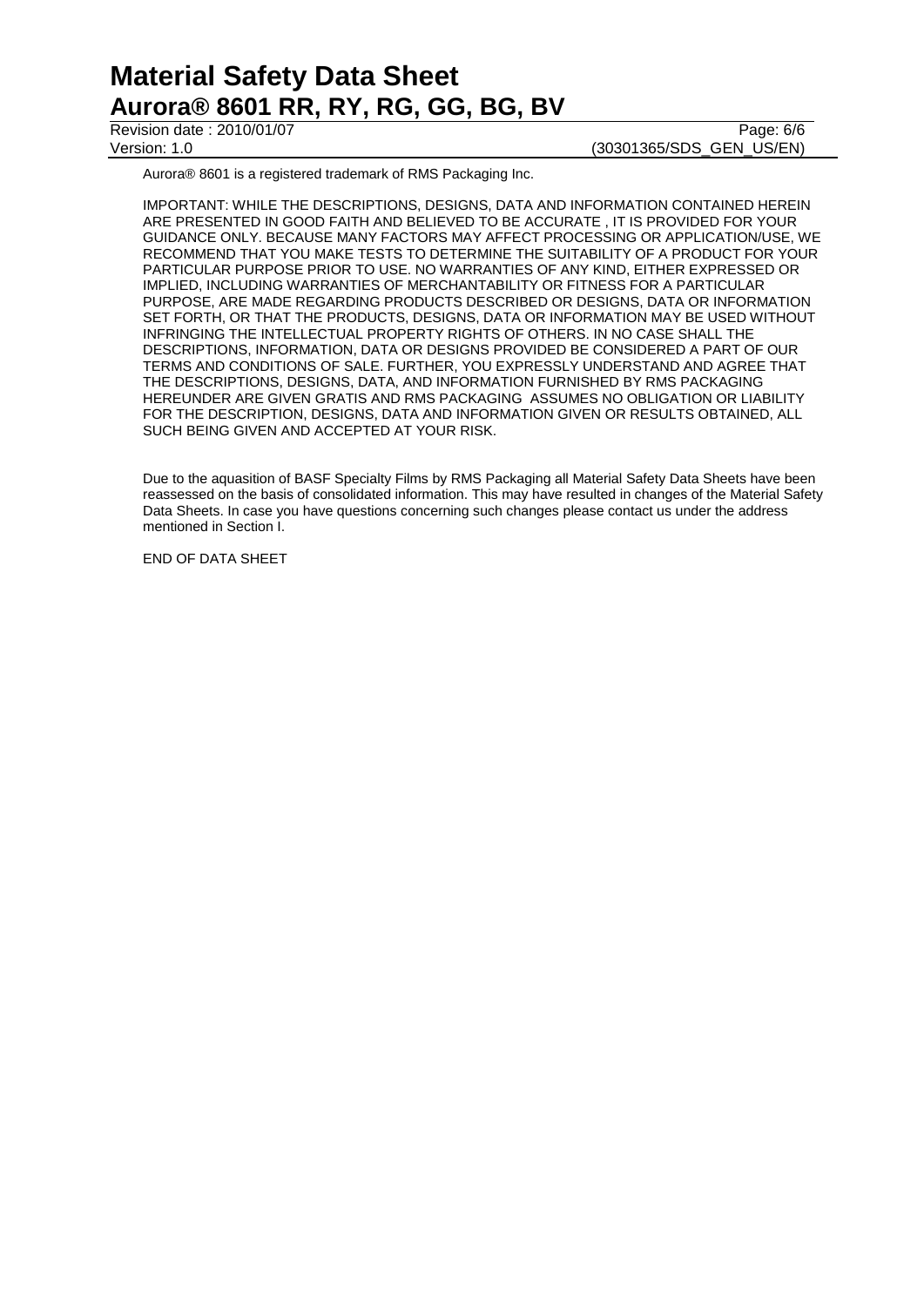Aurora® 8601 is a registered trademark of RMS Packaging Inc.

IMPORTANT: WHILE THE DESCRIPTIONS, DESIGNS, DATA AND INFORMATION CONTAINED HEREIN ARE PRESENTED IN GOOD FAITH AND BELIEVED TO BE ACCURATE , IT IS PROVIDED FOR YOUR GUIDANCE ONLY. BECAUSE MANY FACTORS MAY AFFECT PROCESSING OR APPLICATION/USE, WE RECOMMEND THAT YOU MAKE TESTS TO DETERMINE THE SUITABILITY OF A PRODUCT FOR YOUR PARTICULAR PURPOSE PRIOR TO USE. NO WARRANTIES OF ANY KIND, EITHER EXPRESSED OR IMPLIED, INCLUDING WARRANTIES OF MERCHANTABILITY OR FITNESS FOR A PARTICULAR PURPOSE, ARE MADE REGARDING PRODUCTS DESCRIBED OR DESIGNS, DATA OR INFORMATION SET FORTH, OR THAT THE PRODUCTS, DESIGNS, DATA OR INFORMATION MAY BE USED WITHOUT INFRINGING THE INTELLECTUAL PROPERTY RIGHTS OF OTHERS. IN NO CASE SHALL THE DESCRIPTIONS, INFORMATION, DATA OR DESIGNS PROVIDED BE CONSIDERED A PART OF OUR TERMS AND CONDITIONS OF SALE. FURTHER, YOU EXPRESSLY UNDERSTAND AND AGREE THAT THE DESCRIPTIONS, DESIGNS, DATA, AND INFORMATION FURNISHED BY RMS PACKAGING HEREUNDER ARE GIVEN GRATIS AND RMS PACKAGING ASSUMES NO OBLIGATION OR LIABILITY FOR THE DESCRIPTION, DESIGNS, DATA AND INFORMATION GIVEN OR RESULTS OBTAINED, ALL SUCH BEING GIVEN AND ACCEPTED AT YOUR RISK.

Due to the aquasition of BASF Specialty Films by RMS Packaging all Material Safety Data Sheets have been reassessed on the basis of consolidated information. This may have resulted in changes of the Material Safety Data Sheets. In case you have questions concerning such changes please contact us under the address mentioned in Section I.

END OF DATA SHEET